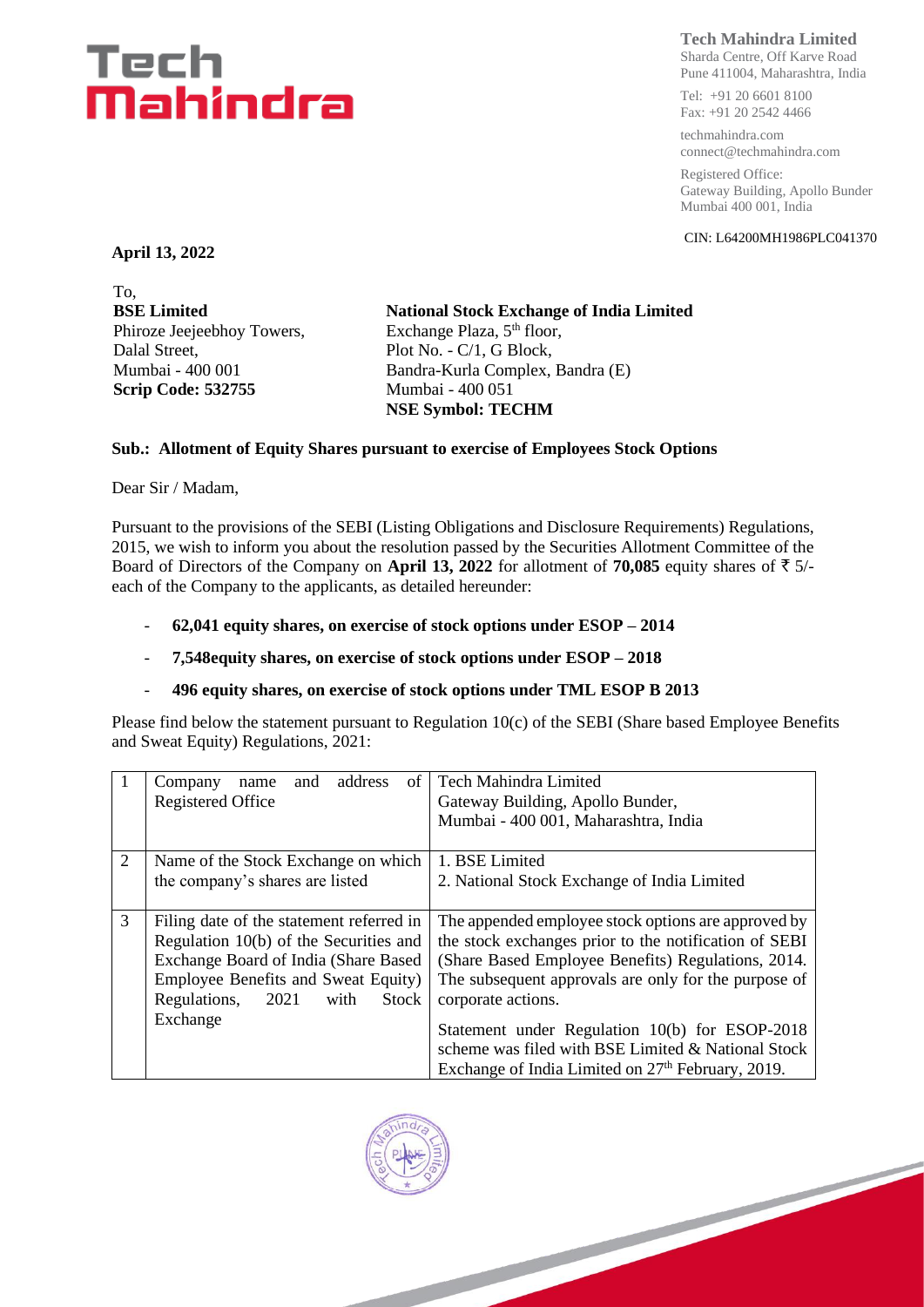**Tech Mahindra Limited**
Sharda Centre, Off Karve Road
Pune 411004, Maharashtra, India

Tel: +91 20 6601 8100
Fax: +91 20 2542 4466

techmahindra.com
connect@techmahindra.com

Registered Office:
Gateway Building, Apollo Bunder
Mumbai 400 001, India

CIN: L64200MH1986PLC041370

**April 13, 2022**

To,

**BSE Limited**
Phiroze Jeejeebhoy Towers,
Dalal Street,
Mumbai - 400 001
**Scrip Code: 532755**

**National Stock Exchange of India Limited**
Exchange Plaza, 5th floor,
Plot No. - C/1, G Block,
Bandra-Kurla Complex, Bandra (E)
Mumbai - 400 051
**NSE Symbol: TECHM**

**Sub.: Allotment of Equity Shares pursuant to exercise of Employees Stock Options**

Dear Sir / Madam,

Pursuant to the provisions of the SEBI (Listing Obligations and Disclosure Requirements) Regulations, 2015, we wish to inform you about the resolution passed by the Securities Allotment Committee of the Board of Directors of the Company on **April 13, 2022** for allotment of **70,085** equity shares of ₹ 5/- each of the Company to the applicants, as detailed hereunder:

- **62,041 equity shares, on exercise of stock options under ESOP – 2014**
- **7,548equity shares, on exercise of stock options under ESOP – 2018**
- **496 equity shares, on exercise of stock options under TML ESOP B 2013**

Please find below the statement pursuant to Regulation 10(c) of the SEBI (Share based Employee Benefits and Sweat Equity) Regulations, 2021:

| | | |
|---|---|---|
| 1 | Company name and address of Registered Office | Tech Mahindra Limited<br>Gateway Building, Apollo Bunder,<br>Mumbai - 400 001, Maharashtra, India |
| 2 | Name of the Stock Exchange on which the company's shares are listed | 1. BSE Limited<br>2. National Stock Exchange of India Limited |
| 3 | Filing date of the statement referred in Regulation 10(b) of the Securities and Exchange Board of India (Share Based Employee Benefits and Sweat Equity) Regulations, 2021 with Stock Exchange | The appended employee stock options are approved by the stock exchanges prior to the notification of SEBI (Share Based Employee Benefits) Regulations, 2014. The subsequent approvals are only for the purpose of corporate actions.<br><br>Statement under Regulation 10(b) for ESOP-2018 scheme was filed with BSE Limited & National Stock Exchange of India Limited on 27th February, 2019. |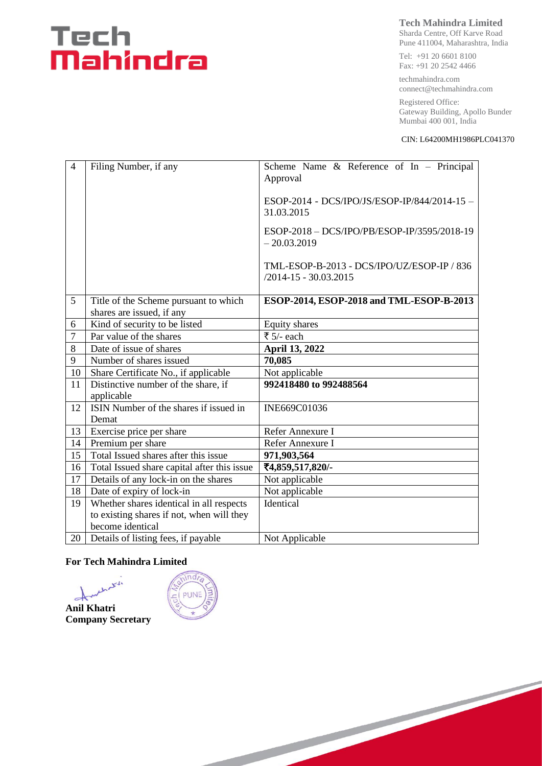| 4 | Filing Number, if any | Scheme Name & Reference of In – Principal Approval<br><br>ESOP-2014 - DCS/IPO/JS/ESOP-IP/844/2014-15 – 31.03.2015<br><br>ESOP-2018 – DCS/IPO/PB/ESOP-IP/3595/2018-19 – 20.03.2019<br><br>TML-ESOP-B-2013 - DCS/IPO/UZ/ESOP-IP / 836 /2014-15 - 30.03.2015 |
|---|---|---|
| 5 | Title of the Scheme pursuant to which shares are issued, if any | **ESOP-2014, ESOP-2018 and TML-ESOP-B-2013** |
| 6 | Kind of security to be listed | Equity shares |
| 7 | Par value of the shares | ₹ 5/- each |
| 8 | Date of issue of shares | **April 13, 2022** |
| 9 | Number of shares issued | **70,085** |
| 10 | Share Certificate No., if applicable | Not applicable |
| 11 | Distinctive number of the share, if applicable | **992418480 to 992488564** |
| 12 | ISIN Number of the shares if issued in Demat | INE669C01036 |
| 13 | Exercise price per share | Refer Annexure I |
| 14 | Premium per share | Refer Annexure I |
| 15 | Total Issued shares after this issue | **971,903,564** |
| 16 | Total Issued share capital after this issue | **₹4,859,517,820/-** |
| 17 | Details of any lock-in on the shares | Not applicable |
| 18 | Date of expiry of lock-in | Not applicable |
| 19 | Whether shares identical in all respects to existing shares if not, when will they become identical | Identical |
| 20 | Details of listing fees, if payable | Not Applicable |

**For Tech Mahindra Limited**

**Anil Khatri**
**Company Secretary**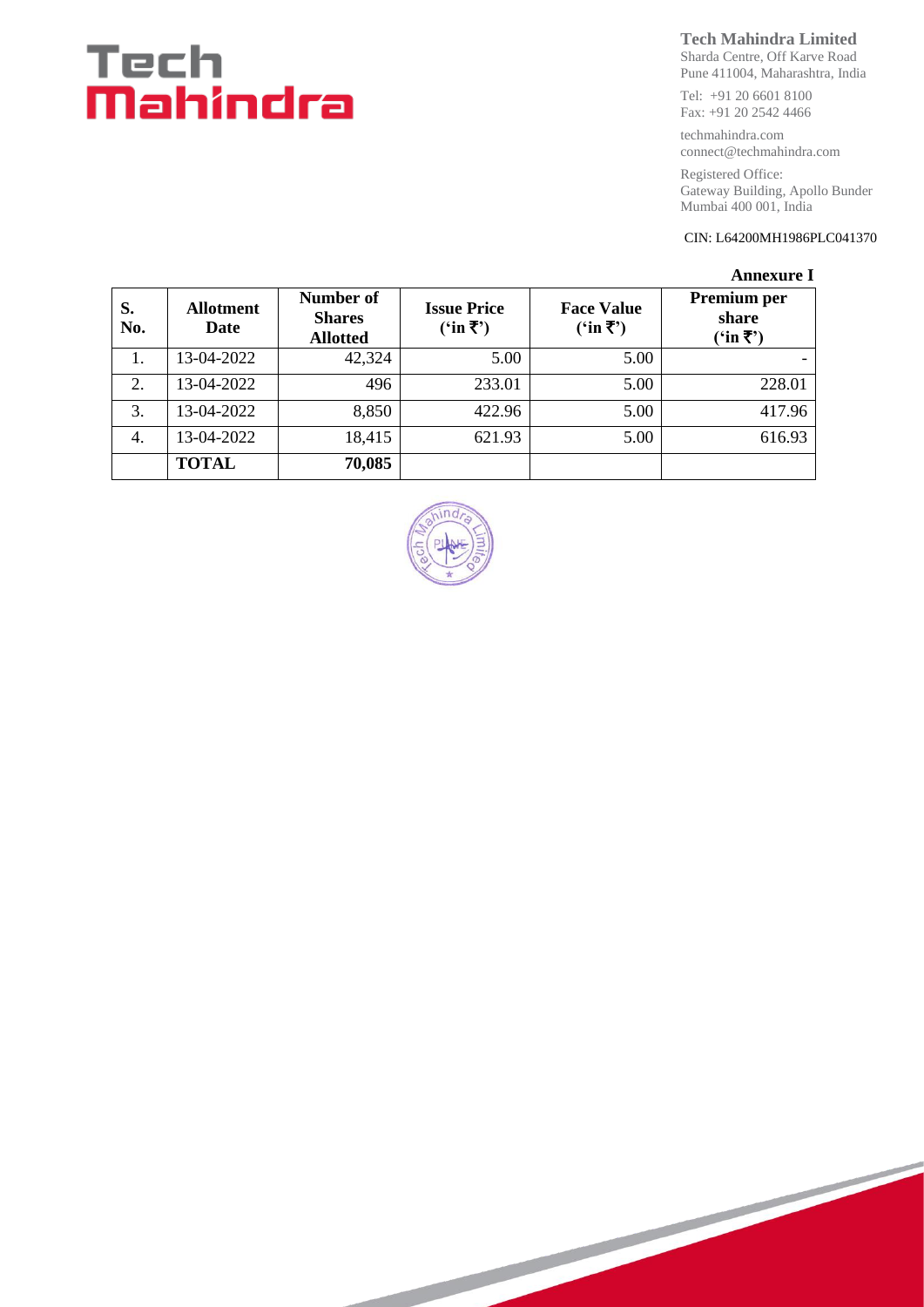**Annexure I**

| S. No. | Allotment Date | Number of Shares Allotted | Issue Price ('in ₹') | Face Value ('in ₹') | Premium per share ('in ₹') |
|---|---|---|---|---|---|
| 1. | 13-04-2022 | 42,324 | 5.00 | 5.00 | - |
| 2. | 13-04-2022 | 496 | 233.01 | 5.00 | 228.01 |
| 3. | 13-04-2022 | 8,850 | 422.96 | 5.00 | 417.96 |
| 4. | 13-04-2022 | 18,415 | 621.93 | 5.00 | 616.93 |
| | **TOTAL** | **70,085** | | | |